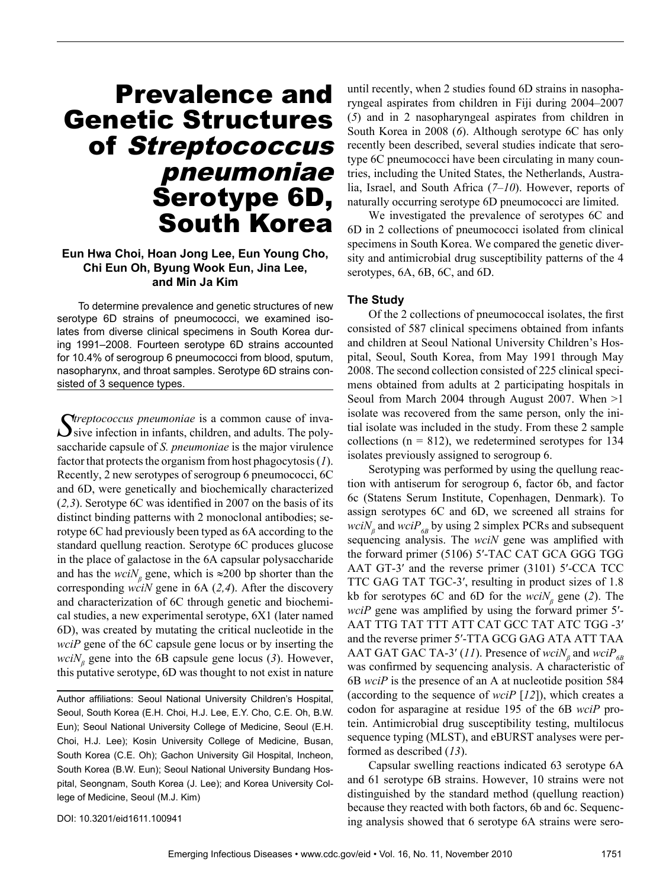# Prevalence and Genetic Structures of *Streptococcus pneumoniae* Serotype 6D, South Korea

**Eun Hwa Choi, Hoan Jong Lee, Eun Young Cho, Chi Eun Oh, Byung Wook Eun, Jina Lee, and Min Ja Kim**

To determine prevalence and genetic structures of new serotype 6D strains of pneumococci, we examined isolates from diverse clinical specimens in South Korea during 1991–2008. Fourteen serotype 6D strains accounted for 10.4% of serogroup 6 pneumococci from blood, sputum, nasopharynx, and throat samples. Serotype 6D strains consisted of 3 sequence types.

*Streptococcus pneumoniae* is a common cause of invasive infection in infants, children, and adults. The polysaccharide capsule of *S. pneumoniae* is the major virulence factor that protects the organism from host phagocytosis (*1*). Recently, 2 new serotypes of serogroup 6 pneumococci, 6C and 6D, were genetically and biochemically characterized (*2,3*). Serotype 6C was identified in 2007 on the basis of its distinct binding patterns with 2 monoclonal antibodies; serotype 6C had previously been typed as 6A according to the standard quellung reaction. Serotype 6C produces glucose in the place of galactose in the 6A capsular polysaccharide and has the *wciN*$_\beta$ gene, which is ≈200 bp shorter than the corresponding *wciN* gene in 6A (*2,4*). After the discovery and characterization of 6C through genetic and biochemical studies, a new experimental serotype, 6X1 (later named 6D), was created by mutating the critical nucleotide in the *wciP* gene of the 6C capsule gene locus or by inserting the *wciN*$_\beta$ gene into the 6B capsule gene locus (*3*). However, this putative serotype, 6D was thought to not exist in nature until recently, when 2 studies found 6D strains in nasopharyngeal aspirates from children in Fiji during 2004–2007 (*5*) and in 2 nasopharyngeal aspirates from children in South Korea in 2008 (*6*). Although serotype 6C has only recently been described, several studies indicate that serotype 6C pneumococci have been circulating in many countries, including the United States, the Netherlands, Australia, Israel, and South Africa (*7–10*). However, reports of naturally occurring serotype 6D pneumococci are limited.

Author affiliations: Seoul National University Children's Hospital, Seoul, South Korea (E.H. Choi, H.J. Lee, E.Y. Cho, C.E. Oh, B.W. Eun); Seoul National University College of Medicine, Seoul (E.H. Choi, H.J. Lee); Kosin University College of Medicine, Busan, South Korea (C.E. Oh); Gachon University Gil Hospital, Incheon, South Korea (B.W. Eun); Seoul National University Bundang Hospital, Seongnam, South Korea (J. Lee); and Korea University College of Medicine, Seoul (M.J. Kim)

DOI: 10.3201/eid1611.100941

We investigated the prevalence of serotypes 6C and 6D in 2 collections of pneumococci isolated from clinical specimens in South Korea. We compared the genetic diversity and antimicrobial drug susceptibility patterns of the 4 serotypes, 6A, 6B, 6C, and 6D.

## The Study

Of the 2 collections of pneumococcal isolates, the first consisted of 587 clinical specimens obtained from infants and children at Seoul National University Children's Hospital, Seoul, South Korea, from May 1991 through May 2008. The second collection consisted of 225 clinical specimens obtained from adults at 2 participating hospitals in Seoul from March 2004 through August 2007. When >1 isolate was recovered from the same person, only the initial isolate was included in the study. From these 2 sample collections (n = 812), we redetermined serotypes for 134 isolates previously assigned to serogroup 6.

Serotyping was performed by using the quellung reaction with antiserum for serogroup 6, factor 6b, and factor 6c (Statens Serum Institute, Copenhagen, Denmark). To assign serotypes 6C and 6D, we screened all strains for *wciN*$_\beta$ and *wciP*$_{6B}$ by using 2 simplex PCRs and subsequent sequencing analysis. The *wciN* gene was amplified with the forward primer (5106) 5′-TAC CAT GCA GGG TGG AAT GT-3′ and the reverse primer (3101) 5′-CCA TCC TTC GAG TAT TGC-3′, resulting in product sizes of 1.8 kb for serotypes 6C and 6D for the *wciN*$_\beta$ gene (*2*). The *wciP* gene was amplified by using the forward primer 5′-AAT TTG TAT TTT ATT CAT GCC TAT ATC TGG -3′ and the reverse primer 5′-TTA GCG GAG ATA ATT TAA AAT GAT GAC TA-3′ (*11*). Presence of *wciN*$_\beta$ and *wciP*$_{6B}$ was confirmed by sequencing analysis. A characteristic of 6B *wciP* is the presence of an A at nucleotide position 584 (according to the sequence of *wciP* [*12*]), which creates a codon for asparagine at residue 195 of the 6B *wciP* protein. Antimicrobial drug susceptibility testing, multilocus sequence typing (MLST), and eBURST analyses were performed as described (*13*).

Capsular swelling reactions indicated 63 serotype 6A and 61 serotype 6B strains. However, 10 strains were not distinguished by the standard method (quellung reaction) because they reacted with both factors, 6b and 6c. Sequencing analysis showed that 6 serotype 6A strains were sero-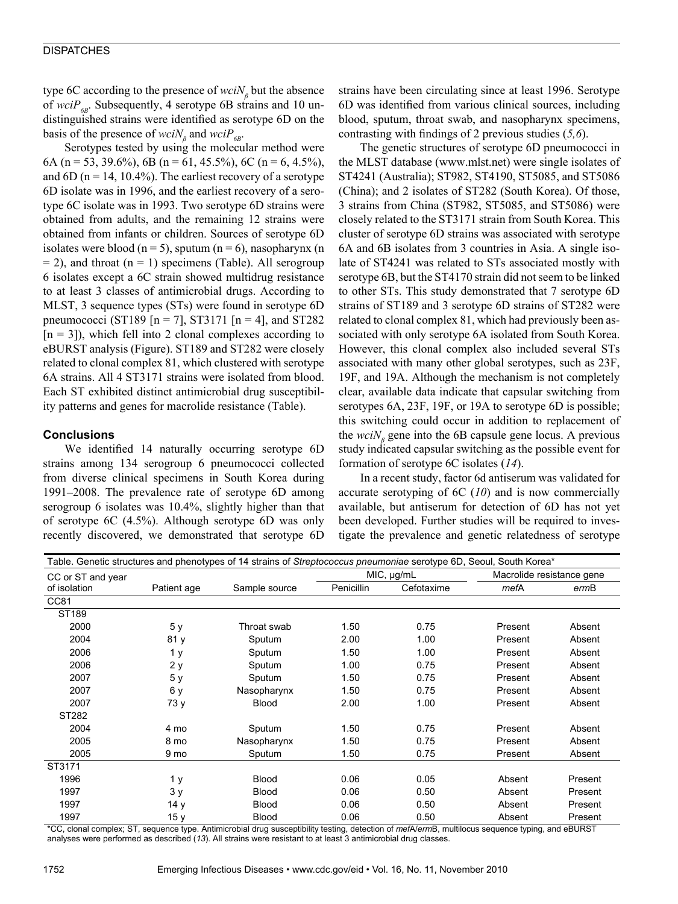type 6C according to the presence of $wciN_{\beta}$ but the absence of $wciP_{6B}$. Subsequently, 4 serotype 6B strains and 10 undistinguished strains were identified as serotype 6D on the basis of the presence of $wciN_{\beta}$ and $wciP_{6B}$.

Serotypes tested by using the molecular method were 6A (n = 53, 39.6%), 6B (n = 61, 45.5%), 6C (n = 6, 4.5%), and 6D (n = 14, 10.4%). The earliest recovery of a serotype 6D isolate was in 1996, and the earliest recovery of a serotype 6C isolate was in 1993. Two serotype 6D strains were obtained from adults, and the remaining 12 strains were obtained from infants or children. Sources of serotype 6D isolates were blood (n = 5), sputum (n = 6), nasopharynx (n = 2), and throat (n = 1) specimens (Table). All serogroup 6 isolates except a 6C strain showed multidrug resistance to at least 3 classes of antimicrobial drugs. According to MLST, 3 sequence types (STs) were found in serotype 6D pneumococci (ST189 [n = 7], ST3171 [n = 4], and ST282 [n = 3]), which fell into 2 clonal complexes according to eBURST analysis (Figure). ST189 and ST282 were closely related to clonal complex 81, which clustered with serotype 6A strains. All 4 ST3171 strains were isolated from blood. Each ST exhibited distinct antimicrobial drug susceptibility patterns and genes for macrolide resistance (Table).

## Conclusions

We identified 14 naturally occurring serotype 6D strains among 134 serogroup 6 pneumococci collected from diverse clinical specimens in South Korea during 1991–2008. The prevalence rate of serotype 6D among serogroup 6 isolates was 10.4%, slightly higher than that of serotype 6C (4.5%). Although serotype 6D was only recently discovered, we demonstrated that serotype 6D strains have been circulating since at least 1996. Serotype 6D was identified from various clinical sources, including blood, sputum, throat swab, and nasopharynx specimens, contrasting with findings of 2 previous studies (*5,6*).

The genetic structures of serotype 6D pneumococci in the MLST database (www.mlst.net) were single isolates of ST4241 (Australia); ST982, ST4190, ST5085, and ST5086 (China); and 2 isolates of ST282 (South Korea). Of those, 3 strains from China (ST982, ST5085, and ST5086) were closely related to the ST3171 strain from South Korea. This cluster of serotype 6D strains was associated with serotype 6A and 6B isolates from 3 countries in Asia. A single isolate of ST4241 was related to STs associated mostly with serotype 6B, but the ST4170 strain did not seem to be linked to other STs. This study demonstrated that 7 serotype 6D strains of ST189 and 3 serotype 6D strains of ST282 were related to clonal complex 81, which had previously been associated with only serotype 6A isolated from South Korea. However, this clonal complex also included several STs associated with many other global serotypes, such as 23F, 19F, and 19A. Although the mechanism is not completely clear, available data indicate that capsular switching from serotypes 6A, 23F, 19F, or 19A to serotype 6D is possible; this switching could occur in addition to replacement of the $wciN_{\beta}$ gene into the 6B capsule gene locus. A previous study indicated capsular switching as the possible event for formation of serotype 6C isolates (*14*).

In a recent study, factor 6d antiserum was validated for accurate serotyping of 6C (*10*) and is now commercially available, but antiserum for detection of 6D has not yet been developed. Further studies will be required to investigate the prevalence and genetic relatedness of serotype

Table. Genetic structures and phenotypes of 14 strains of *Streptococcus pneumoniae* serotype 6D, Seoul, South Korea*

| CC or ST and year of isolation | Patient age | Sample source | MIC, µg/mL | | Macrolide resistance gene | |
|---|---|---|---|---|---|---|
| | | | Penicillin | Cefotaxime | *mef*A | *erm*B |
| CC81 | | | | | | |
| ST189 | | | | | | |
| 2000 | 5 y | Throat swab | 1.50 | 0.75 | Present | Absent |
| 2004 | 81 y | Sputum | 2.00 | 1.00 | Present | Absent |
| 2006 | 1 y | Sputum | 1.50 | 1.00 | Present | Absent |
| 2006 | 2 y | Sputum | 1.00 | 0.75 | Present | Absent |
| 2007 | 5 y | Sputum | 1.50 | 0.75 | Present | Absent |
| 2007 | 6 y | Nasopharynx | 1.50 | 0.75 | Present | Absent |
| 2007 | 73 y | Blood | 2.00 | 1.00 | Present | Absent |
| ST282 | | | | | | |
| 2004 | 4 mo | Sputum | 1.50 | 0.75 | Present | Absent |
| 2005 | 8 mo | Nasopharynx | 1.50 | 0.75 | Present | Absent |
| 2005 | 9 mo | Sputum | 1.50 | 0.75 | Present | Absent |
| ST3171 | | | | | | |
| 1996 | 1 y | Blood | 0.06 | 0.05 | Absent | Present |
| 1997 | 3 y | Blood | 0.06 | 0.50 | Absent | Present |
| 1997 | 14 y | Blood | 0.06 | 0.50 | Absent | Present |
| 1997 | 15 y | Blood | 0.06 | 0.50 | Absent | Present |

*CC, clonal complex; ST, sequence type. Antimicrobial drug susceptibility testing, detection of *mefA*/*erm*B, multilocus sequence typing, and eBURST analyses were performed as described (*13*). All strains were resistant to at least 3 antimicrobial drug classes.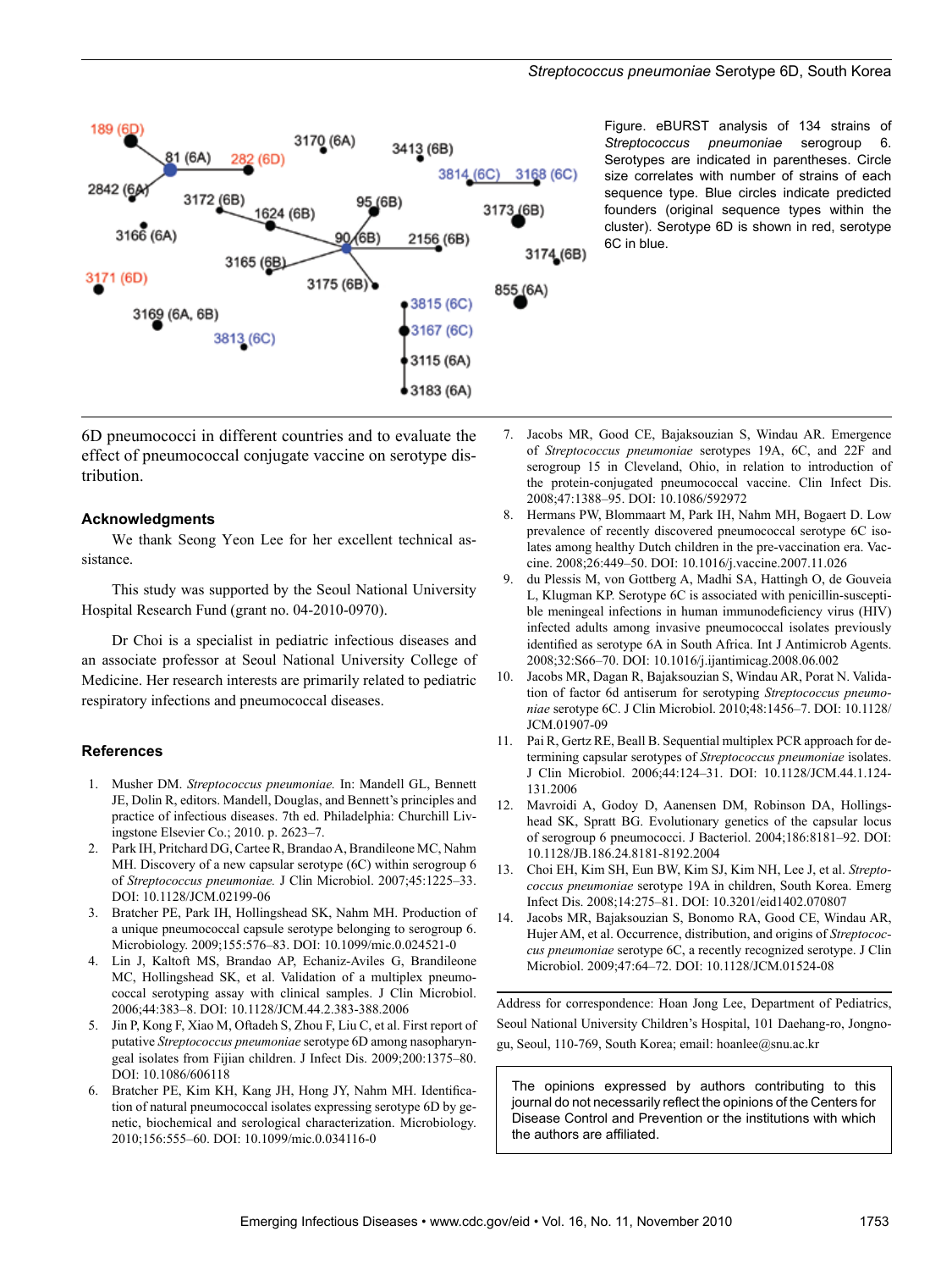189 (6D)
81 (6A)
282 (6D)
3170 (6A)
3413 (6B)
3814 (6C)
3168 (6C)
2842 (6A)
3172 (6B)
1624 (6B)
95 (6B)
3173 (6B)
3166 (6A)
90 (6B)
2156 (6B)
3174 (6B)
3165 (6B)
3171 (6D)
3175 (6B)
855 (6A)
3815 (6C)
3169 (6A, 6B)
3167 (6C)
3813 (6C)
3115 (6A)
3183 (6A)

Figure. eBURST analysis of 134 strains of *Streptococcus pneumoniae* serogroup 6. Serotypes are indicated in parentheses. Circle size correlates with number of strains of each sequence type. Blue circles indicate predicted founders (original sequence types within the cluster). Serotype 6D is shown in red, serotype 6C in blue.

6D pneumococci in different countries and to evaluate the effect of pneumococcal conjugate vaccine on serotype distribution.

## Acknowledgments

We thank Seong Yeon Lee for her excellent technical assistance.

This study was supported by the Seoul National University Hospital Research Fund (grant no. 04-2010-0970).

Dr Choi is a specialist in pediatric infectious diseases and an associate professor at Seoul National University College of Medicine. Her research interests are primarily related to pediatric respiratory infections and pneumococcal diseases.

## References

1. Musher DM. *Streptococcus pneumoniae.* In: Mandell GL, Bennett JE, Dolin R, editors. Mandell, Douglas, and Bennett's principles and practice of infectious diseases. 7th ed. Philadelphia: Churchill Livingstone Elsevier Co.; 2010. p. 2623–7.
2. Park IH, Pritchard DG, Cartee R, Brandao A, Brandileone MC, Nahm MH. Discovery of a new capsular serotype (6C) within serogroup 6 of *Streptococcus pneumoniae.* J Clin Microbiol. 2007;45:1225–33. DOI: 10.1128/JCM.02199-06
3. Bratcher PE, Park IH, Hollingshead SK, Nahm MH. Production of a unique pneumococcal capsule serotype belonging to serogroup 6. Microbiology. 2009;155:576–83. DOI: 10.1099/mic.0.024521-0
4. Lin J, Kaltoft MS, Brandao AP, Echaniz-Aviles G, Brandileone MC, Hollingshead SK, et al. Validation of a multiplex pneumococcal serotyping assay with clinical samples. J Clin Microbiol. 2006;44:383–8. DOI: 10.1128/JCM.44.2.383-388.2006
5. Jin P, Kong F, Xiao M, Oftadeh S, Zhou F, Liu C, et al. First report of putative *Streptococcus pneumoniae* serotype 6D among nasopharyngeal isolates from Fijian children. J Infect Dis. 2009;200:1375–80. DOI: 10.1086/606118
6. Bratcher PE, Kim KH, Kang JH, Hong JY, Nahm MH. Identification of natural pneumococcal isolates expressing serotype 6D by genetic, biochemical and serological characterization. Microbiology. 2010;156:555–60. DOI: 10.1099/mic.0.034116-0
7. Jacobs MR, Good CE, Bajaksouzian S, Windau AR. Emergence of *Streptococcus pneumoniae* serotypes 19A, 6C, and 22F and serogroup 15 in Cleveland, Ohio, in relation to introduction of the protein-conjugated pneumococcal vaccine. Clin Infect Dis. 2008;47:1388–95. DOI: 10.1086/592972
8. Hermans PW, Blommaart M, Park IH, Nahm MH, Bogaert D. Low prevalence of recently discovered pneumococcal serotype 6C isolates among healthy Dutch children in the pre-vaccination era. Vaccine. 2008;26:449–50. DOI: 10.1016/j.vaccine.2007.11.026
9. du Plessis M, von Gottberg A, Madhi SA, Hattingh O, de Gouveia L, Klugman KP. Serotype 6C is associated with penicillin-susceptible meningeal infections in human immunodeficiency virus (HIV) infected adults among invasive pneumococcal isolates previously identified as serotype 6A in South Africa. Int J Antimicrob Agents. 2008;32:S66–70. DOI: 10.1016/j.ijantimicag.2008.06.002
10. Jacobs MR, Dagan R, Bajaksouzian S, Windau AR, Porat N. Validation of factor 6d antiserum for serotyping *Streptococcus pneumoniae* serotype 6C. J Clin Microbiol. 2010;48:1456–7. DOI: 10.1128/JCM.01907-09
11. Pai R, Gertz RE, Beall B. Sequential multiplex PCR approach for determining capsular serotypes of *Streptococcus pneumoniae* isolates. J Clin Microbiol. 2006;44:124–31. DOI: 10.1128/JCM.44.1.124-131.2006
12. Mavroidi A, Godoy D, Aanensen DM, Robinson DA, Hollingshead SK, Spratt BG. Evolutionary genetics of the capsular locus of serogroup 6 pneumococci. J Bacteriol. 2004;186:8181–92. DOI: 10.1128/JB.186.24.8181-8192.2004
13. Choi EH, Kim SH, Eun BW, Kim SJ, Kim NH, Lee J, et al. *Streptococcus pneumoniae* serotype 19A in children, South Korea. Emerg Infect Dis. 2008;14:275–81. DOI: 10.3201/eid1402.070807
14. Jacobs MR, Bajaksouzian S, Bonomo RA, Good CE, Windau AR, Hujer AM, et al. Occurrence, distribution, and origins of *Streptococcus pneumoniae* serotype 6C, a recently recognized serotype. J Clin Microbiol. 2009;47:64–72. DOI: 10.1128/JCM.01524-08

Address for correspondence: Hoan Jong Lee, Department of Pediatrics, Seoul National University Children's Hospital, 101 Daehang-ro, Jongno-gu, Seoul, 110-769, South Korea; email: hoanlee@snu.ac.kr

The opinions expressed by authors contributing to this journal do not necessarily reflect the opinions of the Centers for Disease Control and Prevention or the institutions with which the authors are affiliated.